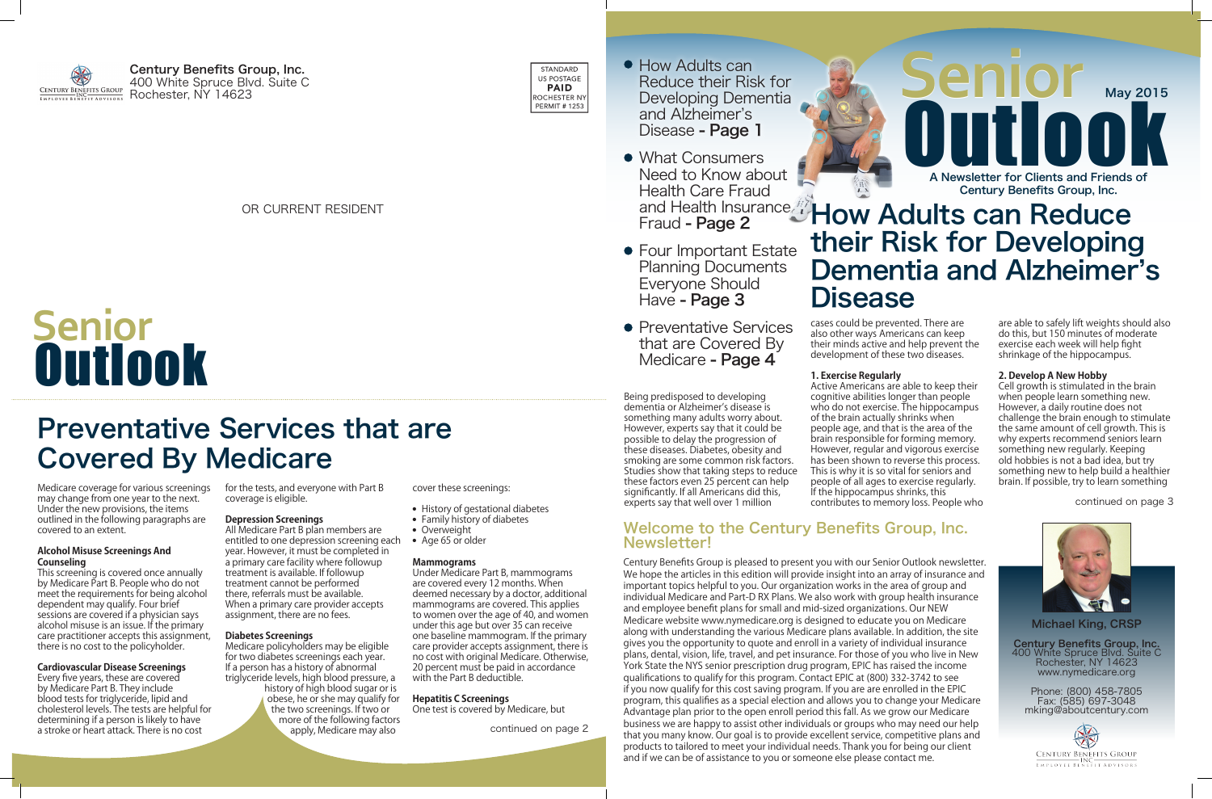**Century Benefits Group, Inc.**
400 White Spruce Blvd. Suite C
Rochester, NY 14623

STANDARD
US POSTAGE
**PAID**
ROCHESTER NY
PERMIT # 1253

OR CURRENT RESIDENT

# Senior Outlook

## Preventative Services that are Covered By Medicare

Medicare coverage for various screenings may change from one year to the next. Under the new provisions, the items outlined in the following paragraphs are covered to an extent.

**Alcohol Misuse Screenings And Counseling**
This screening is covered once annually by Medicare Part B. People who do not meet the requirements for being alcohol dependent may qualify. Four brief sessions are covered if a physician says alcohol misuse is an issue. If the primary care practitioner accepts this assignment, there is no cost to the policyholder.

**Cardiovascular Disease Screenings**
Every five years, these are covered by Medicare Part B. They include blood tests for triglyceride, lipid and cholesterol levels. The tests are helpful for determining if a person is likely to have a stroke or heart attack. There is no cost for the tests, and everyone with Part B coverage is eligible.

**Depression Screenings**
All Medicare Part B plan members are entitled to one depression screening each year. However, it must be completed in a primary care facility where followup treatment is available. If followup treatment cannot be performed there, referrals must be available. When a primary care provider accepts assignment, there are no fees.

**Diabetes Screenings**
Medicare policyholders may be eligible for two diabetes screenings each year. If a person has a history of abnormal triglyceride levels, high blood pressure, a history of high blood sugar or is obese, he or she may qualify for the two screenings. If two or more of the following factors apply, Medicare may also cover these screenings:

- History of gestational diabetes
- Family history of diabetes
- Overweight
- Age 65 or older

**Mammograms**
Under Medicare Part B, mammograms are covered every 12 months. When deemed necessary by a doctor, additional mammograms are covered. This applies to women over the age of 40, and women under this age but over 35 can receive one baseline mammogram. If the primary care provider accepts assignment, there is no cost with original Medicare. Otherwise, 20 percent must be paid in accordance with the Part B deductible.

**Hepatitis C Screenings**
One test is covered by Medicare, but

continued on page 2

---

- How Adults can Reduce their Risk for Developing Dementia and Alzheimer's Disease **- Page 1**
- What Consumers Need to Know about Health Care Fraud and Health Insurance Fraud **- Page 2**
- Four Important Estate Planning Documents Everyone Should Have **- Page 3**
- Preventative Services that are Covered By Medicare **- Page 4**

# Senior Outlook

May 2015

**A Newsletter for Clients and Friends of Century Benefits Group, Inc.**

## How Adults can Reduce their Risk for Developing Dementia and Alzheimer's Disease

Being predisposed to developing dementia or Alzheimer's disease is something many adults worry about. However, experts say that it could be possible to delay the progression of these diseases. Diabetes, obesity and smoking are some common risk factors. Studies show that taking steps to reduce these factors even 25 percent can help significantly. If all Americans did this, experts say that well over 1 million cases could be prevented. There are also other ways Americans can keep their minds active and help prevent the development of these two diseases.

**1. Exercise Regularly**
Active Americans are able to keep their cognitive abilities longer than people who do not exercise. The hippocampus of the brain actually shrinks when people age, and that is the area of the brain responsible for forming memory. However, regular and vigorous exercise has been shown to reverse this process. This is why it is so vital for seniors and people of all ages to exercise regularly. If the hippocampus shrinks, this contributes to memory loss. People who are able to safely lift weights should also do this, but 150 minutes of moderate exercise each week will help fight shrinkage of the hippocampus.

**2. Develop A New Hobby**
Cell growth is stimulated in the brain when people learn something new. However, a daily routine does not challenge the brain enough to stimulate the same amount of cell growth. This is why experts recommend seniors learn something new regularly. Keeping old hobbies is not a bad idea, but try something new to help build a healthier brain. If possible, try to learn something

continued on page 3

## Welcome to the Century Benefits Group, Inc. Newsletter!

Century Benefits Group is pleased to present you with our Senior Outlook newsletter. We hope the articles in this edition will provide insight into an array of insurance and important topics helpful to you. Our organization works in the area of group and individual Medicare and Part-D RX Plans. We also work with group health insurance and employee benefit plans for small and mid-sized organizations. Our NEW Medicare website www.nymedicare.org is designed to educate you on Medicare along with understanding the various Medicare plans available. In addition, the site gives you the opportunity to quote and enroll in a variety of individual insurance plans, dental, vision, life, travel, and pet insurance. For those of you who live in New York State the NYS senior prescription drug program, EPIC has raised the income qualifications to qualify for this program. Contact EPIC at (800) 332-3742 to see if you now qualify for this cost saving program. If you are are enrolled in the EPIC program, this qualifies as a special election and allows you to change your Medicare Advantage plan prior to the open enroll period this fall. As we grow our Medicare business we are happy to assist other individuals or groups who may need our help that you many know. Our goal is to provide excellent service, competitive plans and products to tailored to meet your individual needs. Thank you for being our client and if we can be of assistance to you or someone else please contact me.

**Michael King, CRSP**

**Century Benefits Group, Inc.**
400 White Spruce Blvd. Suite C
Rochester, NY 14623
www.nymedicare.org

Phone: (800) 458-7805
Fax: (585) 697-3048
mking@aboutcentury.com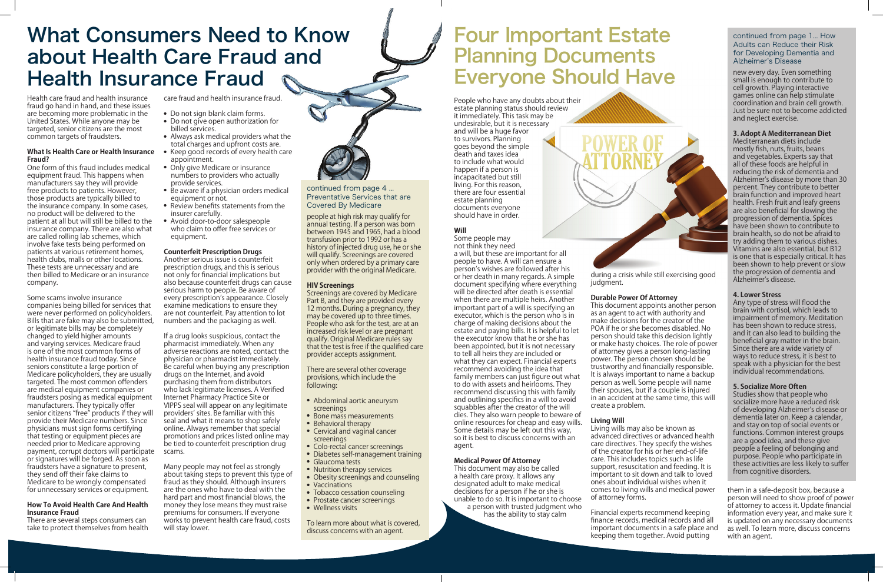# What Consumers Need to Know about Health Care Fraud and Health Insurance Fraud

Health care fraud and health insurance fraud go hand in hand, and these issues are becoming more problematic in the United States. While anyone may be targeted, senior citizens are the most common targets of fraudsters.

### What Is Health Care or Health Insurance Fraud?

One form of this fraud includes medical equipment fraud. This happens when manufacturers say they will provide free products to patients. However, those products are typically billed to the insurance company. In some cases, no product will be delivered to the patient at all but will still be billed to the insurance company. There are also what are called rolling lab schemes, which involve fake tests being performed on patients at various retirement homes, health clubs, malls or other locations. These tests are unnecessary and are then billed to Medicare or an insurance company.

Some scams involve insurance companies being billed for services that were never performed on policyholders. Bills that are fake may also be submitted, or legitimate bills may be completely changed to yield higher amounts and varying services. Medicare fraud is one of the most common forms of health insurance fraud today. Since seniors constitute a large portion of Medicare policyholders, they are usually targeted. The most common offenders are medical equipment companies or fraudsters posing as medical equipment manufacturers. They typically offer senior citizens "free" products if they will provide their Medicare numbers. Since physicians must sign forms certifying that testing or equipment pieces are needed prior to Medicare approving payment, corrupt doctors will participate or signatures will be forged. As soon as fraudsters have a signature to present, they send off their fake claims to Medicare to be wrongly compensated for unnecessary services or equipment.

### How To Avoid Health Care And Health Insurance Fraud

There are several steps consumers can take to protect themselves from health care fraud and health insurance fraud.

- Do not sign blank claim forms.
- Do not give open authorization for billed services.
- Always ask medical providers what the total charges and upfront costs are.
- Keep good records of every health care appointment.
- Only give Medicare or insurance numbers to providers who actually provide services.
- Be aware if a physician orders medical equipment or not.
- Review benefits statements from the insurer carefully.
- Avoid door-to-door salespeople who claim to offer free services or equipment.

### Counterfeit Prescription Drugs

Another serious issue is counterfeit prescription drugs, and this is serious not only for financial implications but also because counterfeit drugs can cause serious harm to people. Be aware of every prescription's appearance. Closely examine medications to ensure they are not counterfeit. Pay attention to lot numbers and the packaging as well.

If a drug looks suspicious, contact the pharmacist immediately. When any adverse reactions are noted, contact the physician or pharmacist immediately. Be careful when buying any prescription drugs on the Internet, and avoid purchasing them from distributors who lack legitimate licenses. A Verified Internet Pharmacy Practice Site or VIPPS seal will appear on any legitimate providers' sites. Be familiar with this seal and what it means to shop safely online. Always remember that special promotions and prices listed online may be tied to counterfeit prescription drug scams.

Many people may not feel as strongly about taking steps to prevent this type of fraud as they should. Although insurers are the ones who have to deal with the hard part and most financial blows, the money they lose means they must raise premiums for consumers. If everyone works to prevent health care fraud, costs will stay lower.

## continued from page 4 ... Preventative Services that are Covered By Medicare

people at high risk may qualify for annual testing. If a person was born between 1945 and 1965, had a blood transfusion prior to 1992 or has a history of injected drug use, he or she will qualify. Screenings are covered only when ordered by a primary care provider with the original Medicare.

### HIV Screenings

Screenings are covered by Medicare Part B, and they are provided every 12 months. During a pregnancy, they may be covered up to three times. People who ask for the test, are at an increased risk level or are pregnant qualify. Original Medicare rules say that the test is free if the qualified care provider accepts assignment.

There are several other coverage provisions, which include the following:

- Abdominal aortic aneurysm screenings
- Bone mass measurements
- Behavioral therapy
- Cervical and vaginal cancer screenings
- Colo-rectal cancer screenings
- Diabetes self-management training
- Glaucoma tests
- Nutrition therapy services
- Obesity screenings and counseling
- Vaccinations
- Tobacco cessation counseling
- Prostate cancer screenings
- Wellness visits

To learn more about what is covered, discuss concerns with an agent.

# Four Important Estate Planning Documents Everyone Should Have

People who have any doubts about their estate planning status should review it immediately. This task may be undesirable, but it is necessary and will be a huge favor to survivors. Planning goes beyond the simple death and taxes idea to include what would happen if a person is incapacitated but still living. For this reason, there are four essential estate planning documents everyone should have in order.

POWER OF ATTORNEY

### Will

Some people may not think they need a will, but these are important for all people to have. A will can ensure a person's wishes are followed after his or her death in many regards. A simple document specifying where everything will be directed after death is essential when there are multiple heirs. Another important part of a will is specifying an executor, which is the person who is in charge of making decisions about the estate and paying bills. It is helpful to let the executor know that he or she has been appointed, but it is not necessary to tell all heirs they are included or what they can expect. Financial experts recommend avoiding the idea that family members can just figure out what to do with assets and heirlooms. They recommend discussing this with family and outlining specifics in a will to avoid squabbles after the creator of the will dies. They also warn people to beware of online resources for cheap and easy wills. Some details may be left out this way, so it is best to discuss concerns with an agent.

### Medical Power Of Attorney

This document may also be called a health care proxy. It allows any designated adult to make medical decisions for a person if he or she is unable to do so. It is important to choose a person with trusted judgment who has the ability to stay calm during a crisis while still exercising good judgment.

### Durable Power Of Attorney

This document appoints another person as an agent to act with authority and make decisions for the creator of the POA if he or she becomes disabled. No person should take this decision lightly or make hasty choices. The role of power of attorney gives a person long-lasting power. The person chosen should be trustworthy and financially responsible. It is always important to name a backup person as well. Some people will name their spouses, but if a couple is injured in an accident at the same time, this will create a problem.

### Living Will

Living wills may also be known as advanced directives or advanced health care directives. They specify the wishes of the creator for his or her end-of-life care. This includes topics such as life support, resuscitation and feeding. It is important to sit down and talk to loved ones about individual wishes when it comes to living wills and medical power of attorney.

Financial experts recommend keeping finance records, medical records and all important documents in a safe place and keeping them together. Avoid putting them in a safe-deposit box, because a person will need to show proof of power of attorney to access it. Update financial information every year, and make sure it is updated on any necessary documents as well. To learn more, discuss concerns with an agent.

## continued from page 1... How Adults can Reduce their Risk for Developing Dementia and Alzheimer's Disease

new every day. Even something small is enough to contribute to cell growth. Playing interactive games online can help stimulate coordination and brain cell growth. Just be sure not to become addicted and neglect exercise.

### 3. Adopt A Mediterranean Diet

Mediterranean diets include mostly fish, nuts, fruits, beans and vegetables. Experts say that all of these foods are helpful in reducing the risk of dementia and Alzheimer's disease by more than 30 percent. They contribute to better brain function and improved heart health. Fresh fruit and leafy greens are also beneficial for slowing the progression of dementia. Spices have been shown to contribute to brain health, so do not be afraid to try adding them to various dishes. Vitamins are also essential, but B12 is one that is especially critical. It has been shown to help prevent or slow the progression of dementia and Alzheimer's disease.

### 4. Lower Stress

Any type of stress will flood the brain with cortisol, which leads to impairment of memory. Meditation has been shown to reduce stress, and it can also lead to building the beneficial gray matter in the brain. Since there are a wide variety of ways to reduce stress, it is best to speak with a physician for the best individual recommendations.

### 5. Socialize More Often

Studies show that people who socialize more have a reduced risk of developing Alzheimer's disease or dementia later on. Keep a calendar, and stay on top of social events or functions. Common interest groups are a good idea, and these give people a feeling of belonging and purpose. People who participate in these activities are less likely to suffer from cognitive disorders.